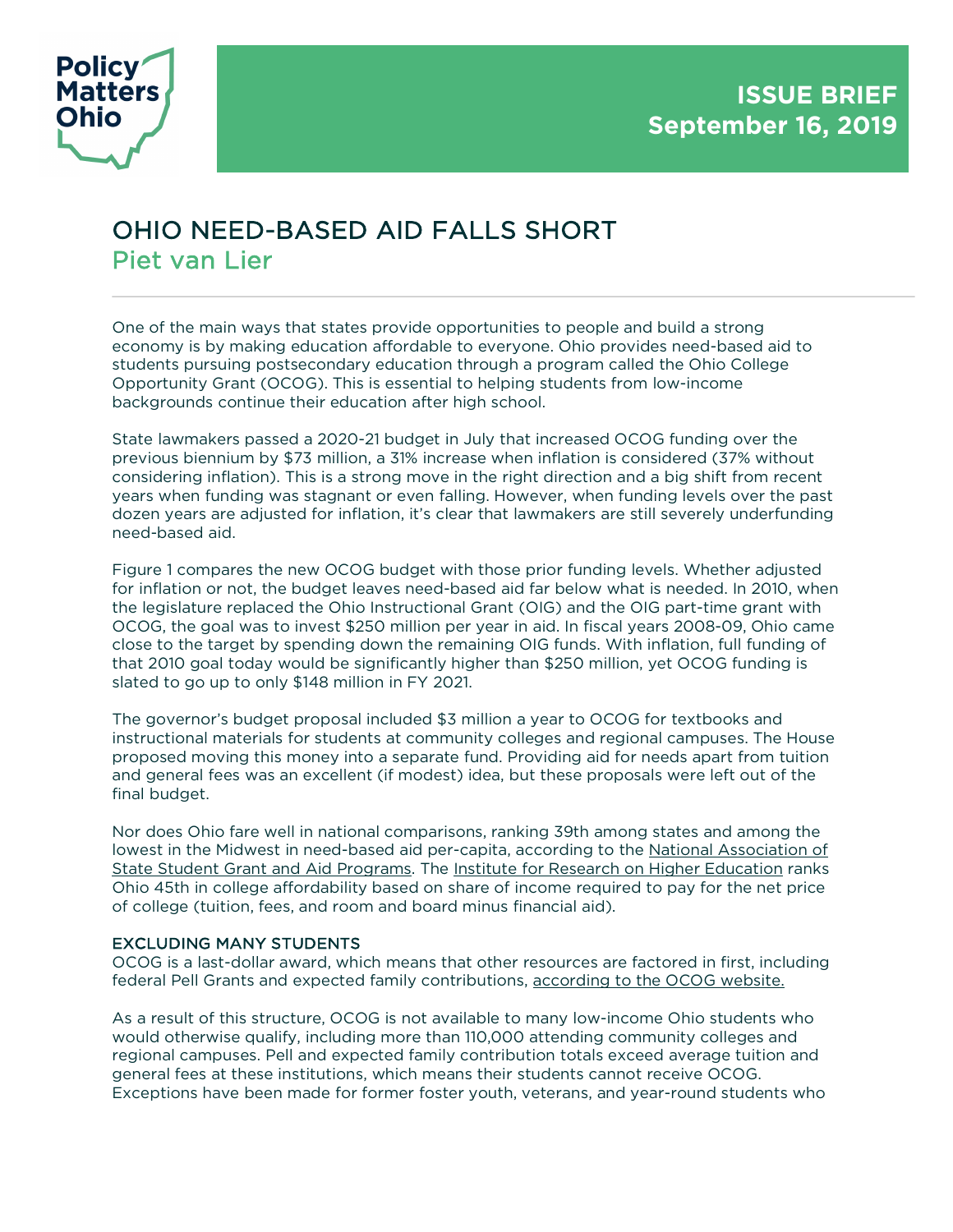Policy Matters Ohio

**ISSUE BRIEF**
**September 16, 2019**

# OHIO NEED-BASED AID FALLS SHORT

## Piet van Lier

One of the main ways that states provide opportunities to people and build a strong economy is by making education affordable to everyone. Ohio provides need-based aid to students pursuing postsecondary education through a program called the Ohio College Opportunity Grant (OCOG). This is essential to helping students from low-income backgrounds continue their education after high school.

State lawmakers passed a 2020-21 budget in July that increased OCOG funding over the previous biennium by $73 million, a 31% increase when inflation is considered (37% without considering inflation). This is a strong move in the right direction and a big shift from recent years when funding was stagnant or even falling. However, when funding levels over the past dozen years are adjusted for inflation, it's clear that lawmakers are still severely underfunding need-based aid.

Figure 1 compares the new OCOG budget with those prior funding levels. Whether adjusted for inflation or not, the budget leaves need-based aid far below what is needed. In 2010, when the legislature replaced the Ohio Instructional Grant (OIG) and the OIG part-time grant with OCOG, the goal was to invest $250 million per year in aid. In fiscal years 2008-09, Ohio came close to the target by spending down the remaining OIG funds. With inflation, full funding of that 2010 goal today would be significantly higher than $250 million, yet OCOG funding is slated to go up to only $148 million in FY 2021.

The governor's budget proposal included $3 million a year to OCOG for textbooks and instructional materials for students at community colleges and regional campuses. The House proposed moving this money into a separate fund. Providing aid for needs apart from tuition and general fees was an excellent (if modest) idea, but these proposals were left out of the final budget.

Nor does Ohio fare well in national comparisons, ranking 39th among states and among the lowest in the Midwest in need-based aid per-capita, according to the National Association of State Student Grant and Aid Programs. The Institute for Research on Higher Education ranks Ohio 45th in college affordability based on share of income required to pay for the net price of college (tuition, fees, and room and board minus financial aid).

### EXCLUDING MANY STUDENTS

OCOG is a last-dollar award, which means that other resources are factored in first, including federal Pell Grants and expected family contributions, according to the OCOG website.

As a result of this structure, OCOG is not available to many low-income Ohio students who would otherwise qualify, including more than 110,000 attending community colleges and regional campuses. Pell and expected family contribution totals exceed average tuition and general fees at these institutions, which means their students cannot receive OCOG. Exceptions have been made for former foster youth, veterans, and year-round students who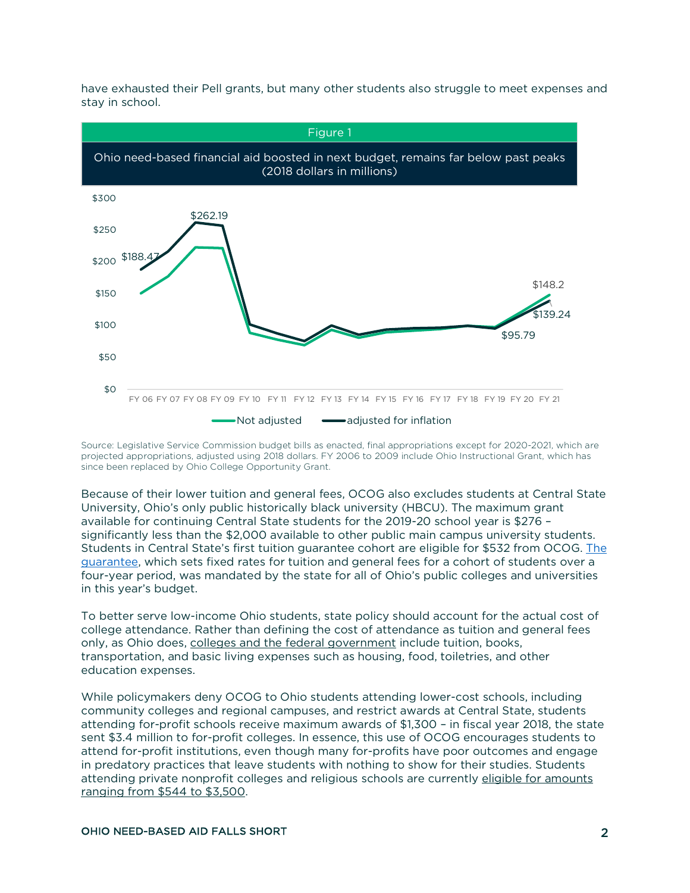have exhausted their Pell grants, but many other students also struggle to meet expenses and stay in school.

Figure 1

Ohio need-based financial aid boosted in next budget, remains far below past peaks (2018 dollars in millions)

Source: Legislative Service Commission budget bills as enacted, final appropriations except for 2020-2021, which are projected appropriations, adjusted using 2018 dollars. FY 2006 to 2009 include Ohio Instructional Grant, which has since been replaced by Ohio College Opportunity Grant.

Because of their lower tuition and general fees, OCOG also excludes students at Central State University, Ohio's only public historically black university (HBCU). The maximum grant available for continuing Central State students for the 2019-20 school year is $276 – significantly less than the $2,000 available to other public main campus university students. Students in Central State's first tuition guarantee cohort are eligible for $532 from OCOG. The guarantee, which sets fixed rates for tuition and general fees for a cohort of students over a four-year period, was mandated by the state for all of Ohio's public colleges and universities in this year's budget.

To better serve low-income Ohio students, state policy should account for the actual cost of college attendance. Rather than defining the cost of attendance as tuition and general fees only, as Ohio does, colleges and the federal government include tuition, books, transportation, and basic living expenses such as housing, food, toiletries, and other education expenses.

While policymakers deny OCOG to Ohio students attending lower-cost schools, including community colleges and regional campuses, and restrict awards at Central State, students attending for-profit schools receive maximum awards of $1,300 – in fiscal year 2018, the state sent $3.4 million to for-profit colleges. In essence, this use of OCOG encourages students to attend for-profit institutions, even though many for-profits have poor outcomes and engage in predatory practices that leave students with nothing to show for their studies. Students attending private nonprofit colleges and religious schools are currently eligible for amounts ranging from $544 to $3,500.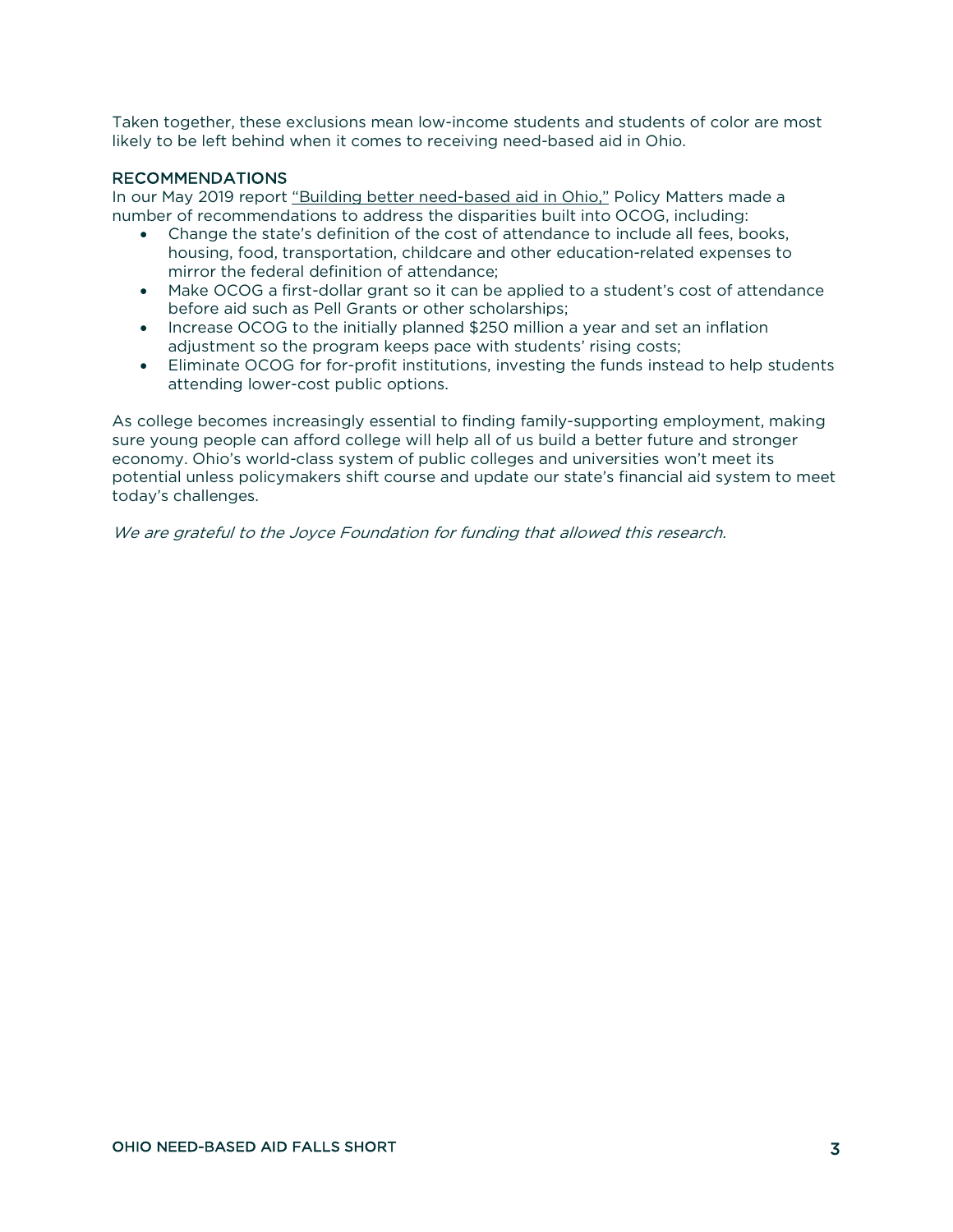Taken together, these exclusions mean low-income students and students of color are most likely to be left behind when it comes to receiving need-based aid in Ohio.

## RECOMMENDATIONS

In our May 2019 report "Building better need-based aid in Ohio," Policy Matters made a number of recommendations to address the disparities built into OCOG, including:

- Change the state's definition of the cost of attendance to include all fees, books, housing, food, transportation, childcare and other education-related expenses to mirror the federal definition of attendance;
- Make OCOG a first-dollar grant so it can be applied to a student's cost of attendance before aid such as Pell Grants or other scholarships;
- Increase OCOG to the initially planned $250 million a year and set an inflation adjustment so the program keeps pace with students' rising costs;
- Eliminate OCOG for for-profit institutions, investing the funds instead to help students attending lower-cost public options.

As college becomes increasingly essential to finding family-supporting employment, making sure young people can afford college will help all of us build a better future and stronger economy. Ohio's world-class system of public colleges and universities won't meet its potential unless policymakers shift course and update our state's financial aid system to meet today's challenges.

*We are grateful to the Joyce Foundation for funding that allowed this research.*